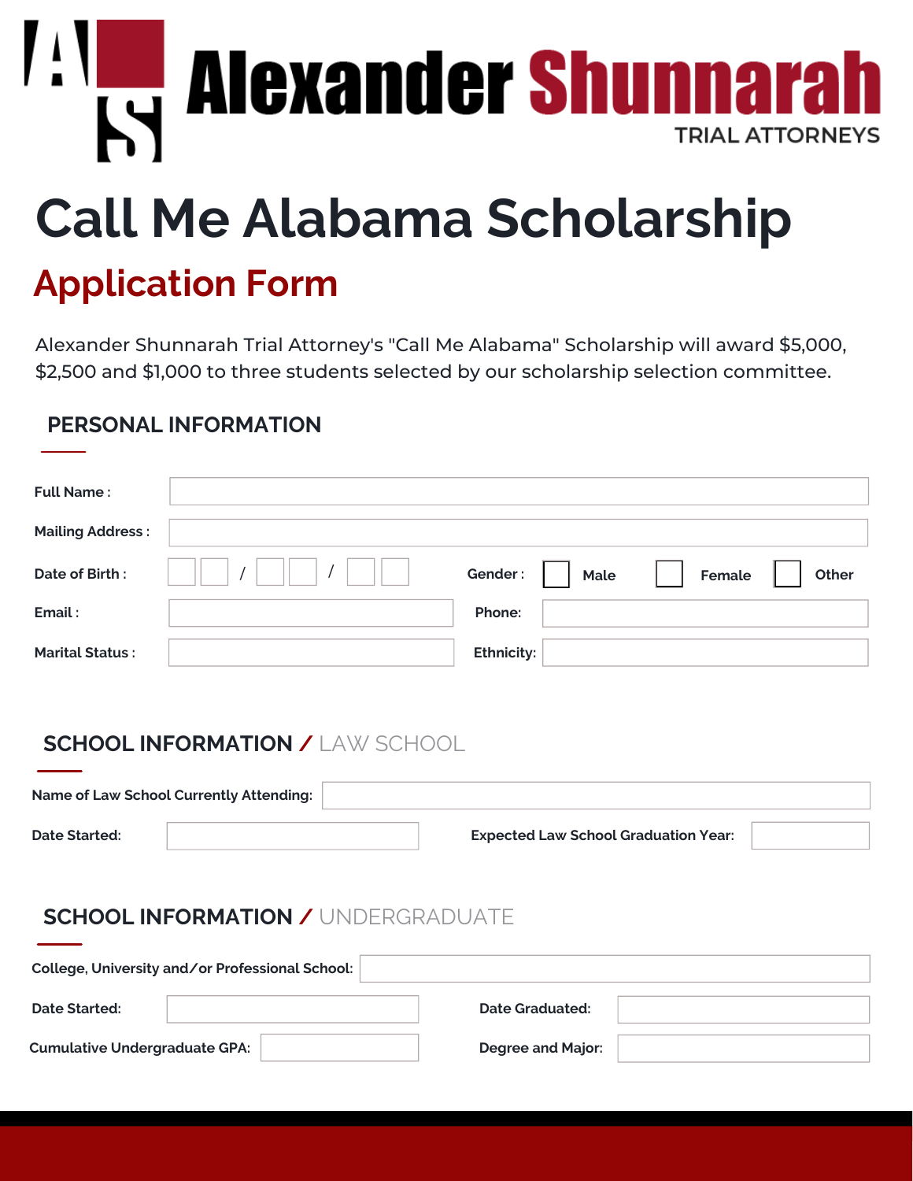# Alexander Shunnarah

TRIAL ATTORNEYS

# Call Me Alabama Scholarship

## Application Form

Alexander Shunnarah Trial Attorney's "Call Me Alabama" Scholarship will award $5,000, $2,500 and $1,000 to three students selected by our scholarship selection committee.

### PERSONAL INFORMATION

**Full Name :**

**Mailing Address :**

**Date of Birth :** ☐☐ / ☐☐ / ☐☐ **Gender :** ☐ Male ☐ Female ☐ Other

**Email :** **Phone:**

**Marital Status :** **Ethnicity:**

### SCHOOL INFORMATION / LAW SCHOOL

**Name of Law School Currently Attending:**

**Date Started:** **Expected Law School Graduation Year:**

### SCHOOL INFORMATION / UNDERGRADUATE

**College, University and/or Professional School:**

**Date Started:** **Date Graduated:**

**Cumulative Undergraduate GPA:** **Degree and Major:**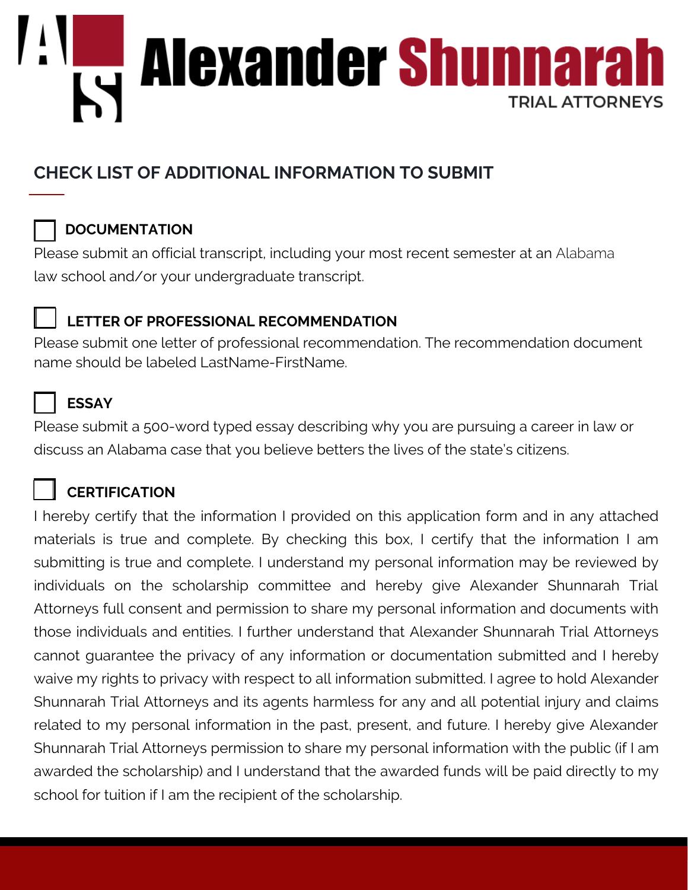# Alexander Shunnarah TRIAL ATTORNEYS

## CHECK LIST OF ADDITIONAL INFORMATION TO SUBMIT

☐ **DOCUMENTATION**

Please submit an official transcript, including your most recent semester at an Alabama law school and/or your undergraduate transcript.

☐ **LETTER OF PROFESSIONAL RECOMMENDATION**

Please submit one letter of professional recommendation. The recommendation document name should be labeled LastName-FirstName.

☐ **ESSAY**

Please submit a 500-word typed essay describing why you are pursuing a career in law or discuss an Alabama case that you believe betters the lives of the state's citizens.

☐ **CERTIFICATION**

I hereby certify that the information I provided on this application form and in any attached materials is true and complete. By checking this box, I certify that the information I am submitting is true and complete. I understand my personal information may be reviewed by individuals on the scholarship committee and hereby give Alexander Shunnarah Trial Attorneys full consent and permission to share my personal information and documents with those individuals and entities. I further understand that Alexander Shunnarah Trial Attorneys cannot guarantee the privacy of any information or documentation submitted and I hereby waive my rights to privacy with respect to all information submitted. I agree to hold Alexander Shunnarah Trial Attorneys and its agents harmless for any and all potential injury and claims related to my personal information in the past, present, and future. I hereby give Alexander Shunnarah Trial Attorneys permission to share my personal information with the public (if I am awarded the scholarship) and I understand that the awarded funds will be paid directly to my school for tuition if I am the recipient of the scholarship.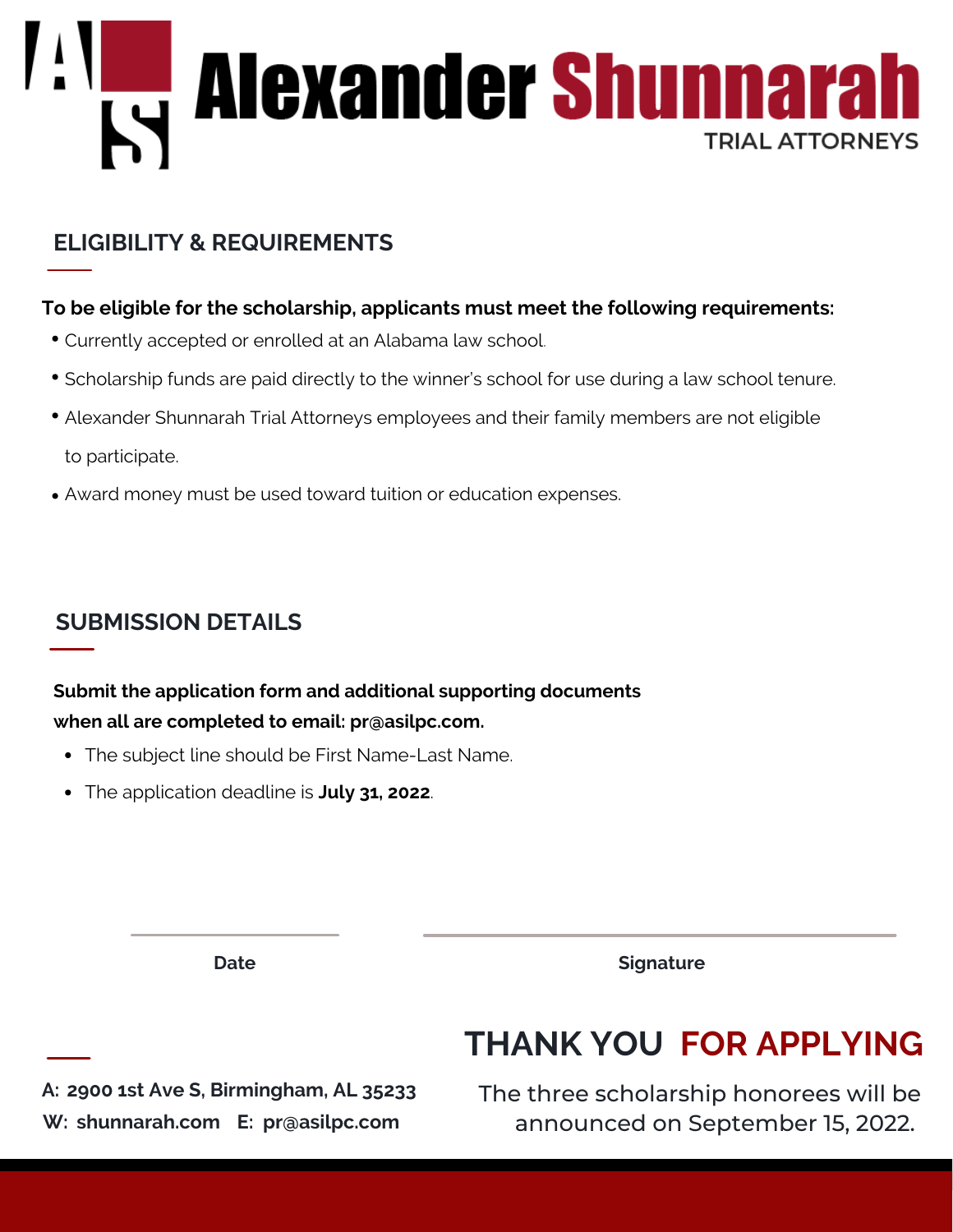# Alexander Shunnarah

TRIAL ATTORNEYS

## ELIGIBILITY & REQUIREMENTS

**To be eligible for the scholarship, applicants must meet the following requirements:**

- Currently accepted or enrolled at an Alabama law school.
- Scholarship funds are paid directly to the winner's school for use during a law school tenure.
- Alexander Shunnarah Trial Attorneys employees and their family members are not eligible to participate.
- Award money must be used toward tuition or education expenses.

## SUBMISSION DETAILS

**Submit the application form and additional supporting documents when all are completed to email: pr@asilpc.com.**

- The subject line should be First Name-Last Name.
- The application deadline is **July 31, 2022**.

Date

Signature

## THANK YOU FOR APPLYING

The three scholarship honorees will be announced on September 15, 2022.

**A: 2900 1st Ave S, Birmingham, AL 35233**
**W: shunnarah.com E: pr@asilpc.com**